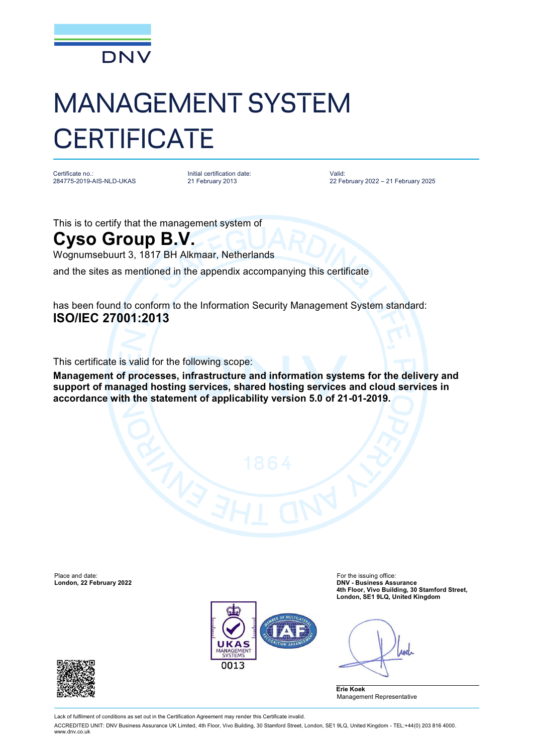DNV

# MANAGEMENT SYSTEM CERTIFICATE

| Certificate no.: | Initial certification date: | Valid: |
| --- | --- | --- |
| 284775-2019-AIS-NLD-UKAS | 21 February 2013 | 22 February 2022 – 21 February 2025 |

This is to certify that the management system of

## Cyso Group B.V.

Wognumsebuurt 3, 1817 BH Alkmaar, Netherlands

and the sites as mentioned in the appendix accompanying this certificate

has been found to conform to the Information Security Management System standard:

**ISO/IEC 27001:2013**

This certificate is valid for the following scope:

**Management of processes, infrastructure and information systems for the delivery and support of managed hosting services, shared hosting services and cloud services in accordance with the statement of applicability version 5.0 of 21-01-2019.**

Place and date:
**London, 22 February 2022**

For the issuing office:
**DNV - Business Assurance**
**4th Floor, Vivo Building, 30 Stamford Street, London, SE1 9LQ, United Kingdom**

UKAS MANAGEMENT SYSTEMS 0013

**Erie Koek**
Management Representative

Lack of fulfilment of conditions as set out in the Certification Agreement may render this Certificate invalid.

ACCREDITED UNIT: DNV Business Assurance UK Limited, 4th Floor, Vivo Building, 30 Stamford Street, London, SE1 9LQ, United Kingdom - TEL:+44(0) 203 816 4000. www.dnv.co.uk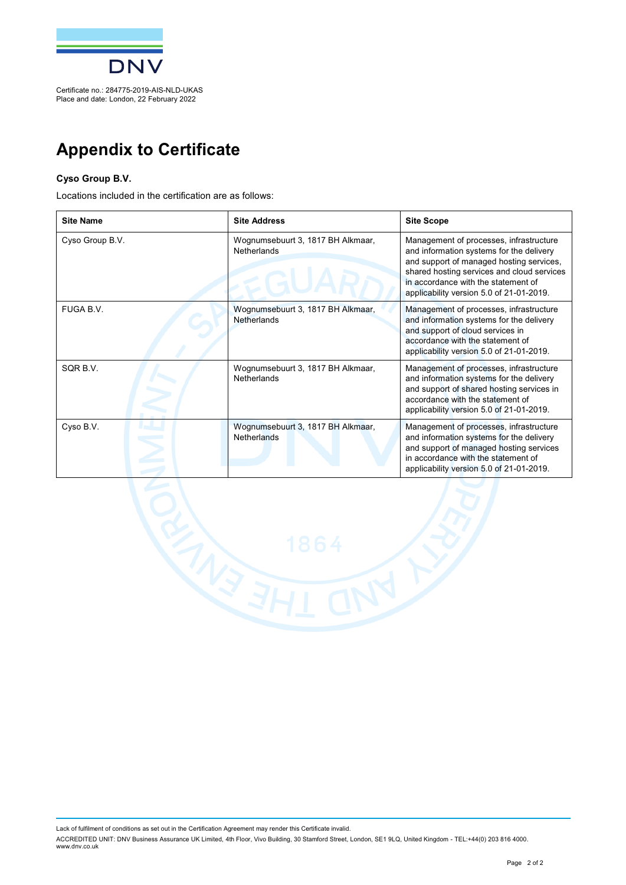Certificate no.: 284775-2019-AIS-NLD-UKAS
Place and date: London, 22 February 2022

# Appendix to Certificate

**Cyso Group B.V.**

Locations included in the certification are as follows:

| Site Name | Site Address | Site Scope |
|---|---|---|
| Cyso Group B.V. | Wognumsebuurt 3, 1817 BH Alkmaar, Netherlands | Management of processes, infrastructure and information systems for the delivery and support of managed hosting services, shared hosting services and cloud services in accordance with the statement of applicability version 5.0 of 21-01-2019. |
| FUGA B.V. | Wognumsebuurt 3, 1817 BH Alkmaar, Netherlands | Management of processes, infrastructure and information systems for the delivery and support of cloud services in accordance with the statement of applicability version 5.0 of 21-01-2019. |
| SQR B.V. | Wognumsebuurt 3, 1817 BH Alkmaar, Netherlands | Management of processes, infrastructure and information systems for the delivery and support of shared hosting services in accordance with the statement of applicability version 5.0 of 21-01-2019. |
| Cyso B.V. | Wognumsebuurt 3, 1817 BH Alkmaar, Netherlands | Management of processes, infrastructure and information systems for the delivery and support of managed hosting services in accordance with the statement of applicability version 5.0 of 21-01-2019. |

Lack of fulfilment of conditions as set out in the Certification Agreement may render this Certificate invalid.

ACCREDITED UNIT: DNV Business Assurance UK Limited, 4th Floor, Vivo Building, 30 Stamford Street, London, SE1 9LQ, United Kingdom - TEL:+44(0) 203 816 4000. www.dnv.co.uk